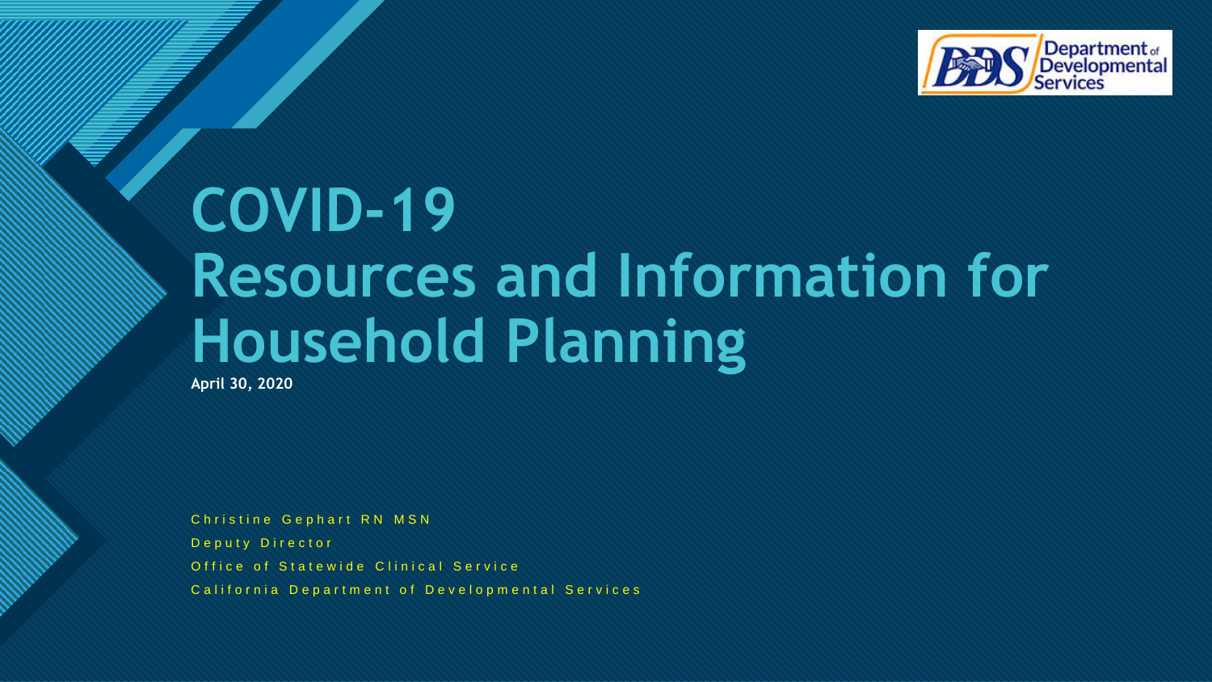# COVID-19 Resources and Information for Household Planning

**April 30, 2020**

Christine Gephart RN MSN

Deputy Director

Office of Statewide Clinical Service

California Department of Developmental Services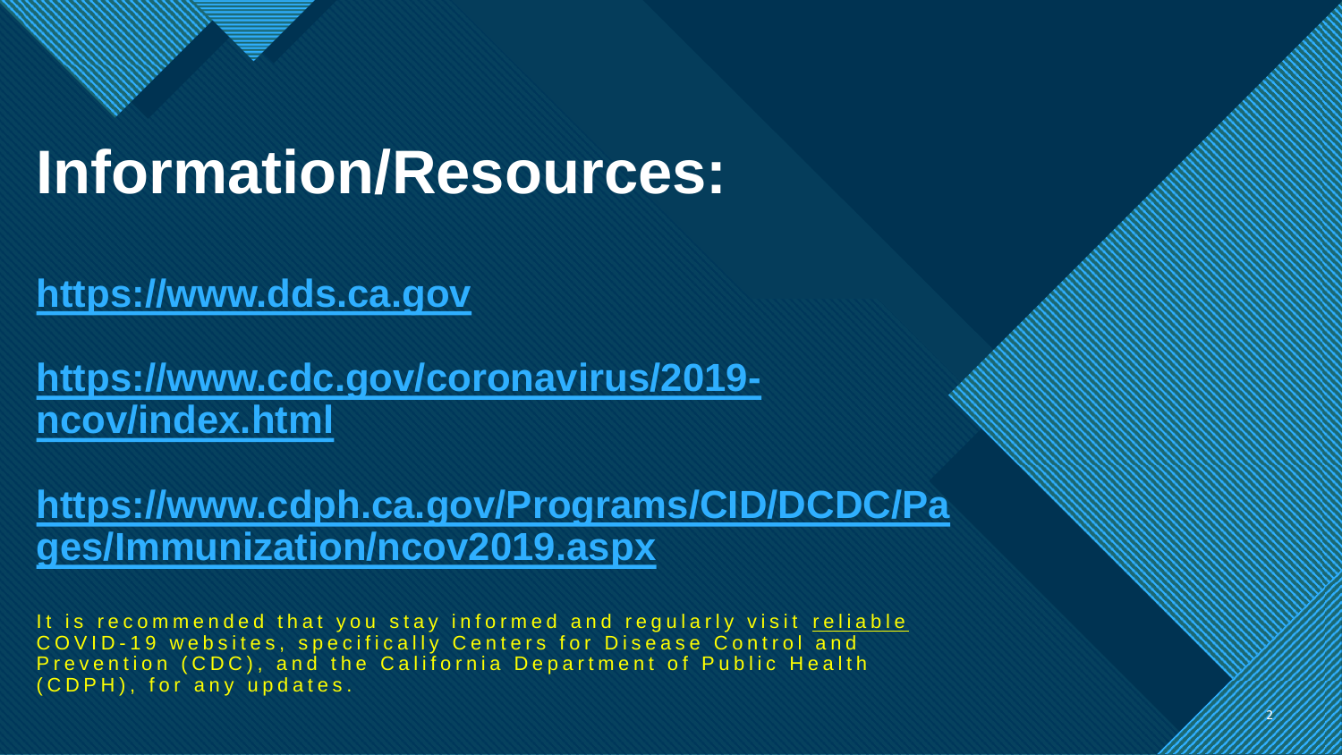# Information/Resources:

**[https://www.dds.ca.gov](https://www.dds.ca.gov)**

**[https://www.cdc.gov/coronavirus/2019-ncov/index.html](https://www.cdc.gov/coronavirus/2019-ncov/index.html)**

**[https://www.cdph.ca.gov/Programs/CID/DCDC/Pages/Immunization/ncov2019.aspx](https://www.cdph.ca.gov/Programs/CID/DCDC/Pages/Immunization/ncov2019.aspx)**

It is recommended that you stay informed and regularly visit reliable COVID-19 websites, specifically Centers for Disease Control and Prevention (CDC), and the California Department of Public Health (CDPH), for any updates.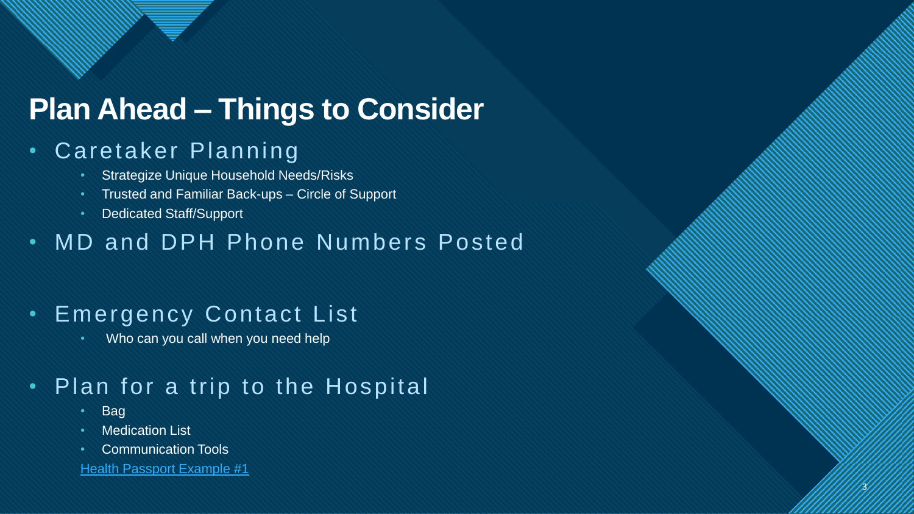# Plan Ahead – Things to Consider

- Caretaker Planning
  - Strategize Unique Household Needs/Risks
  - Trusted and Familiar Back-ups – Circle of Support
  - Dedicated Staff/Support
- MD and DPH Phone Numbers Posted
- Emergency Contact List
  - Who can you call when you need help
- Plan for a trip to the Hospital
  - Bag
  - Medication List
  - Communication Tools

  Health Passport Example #1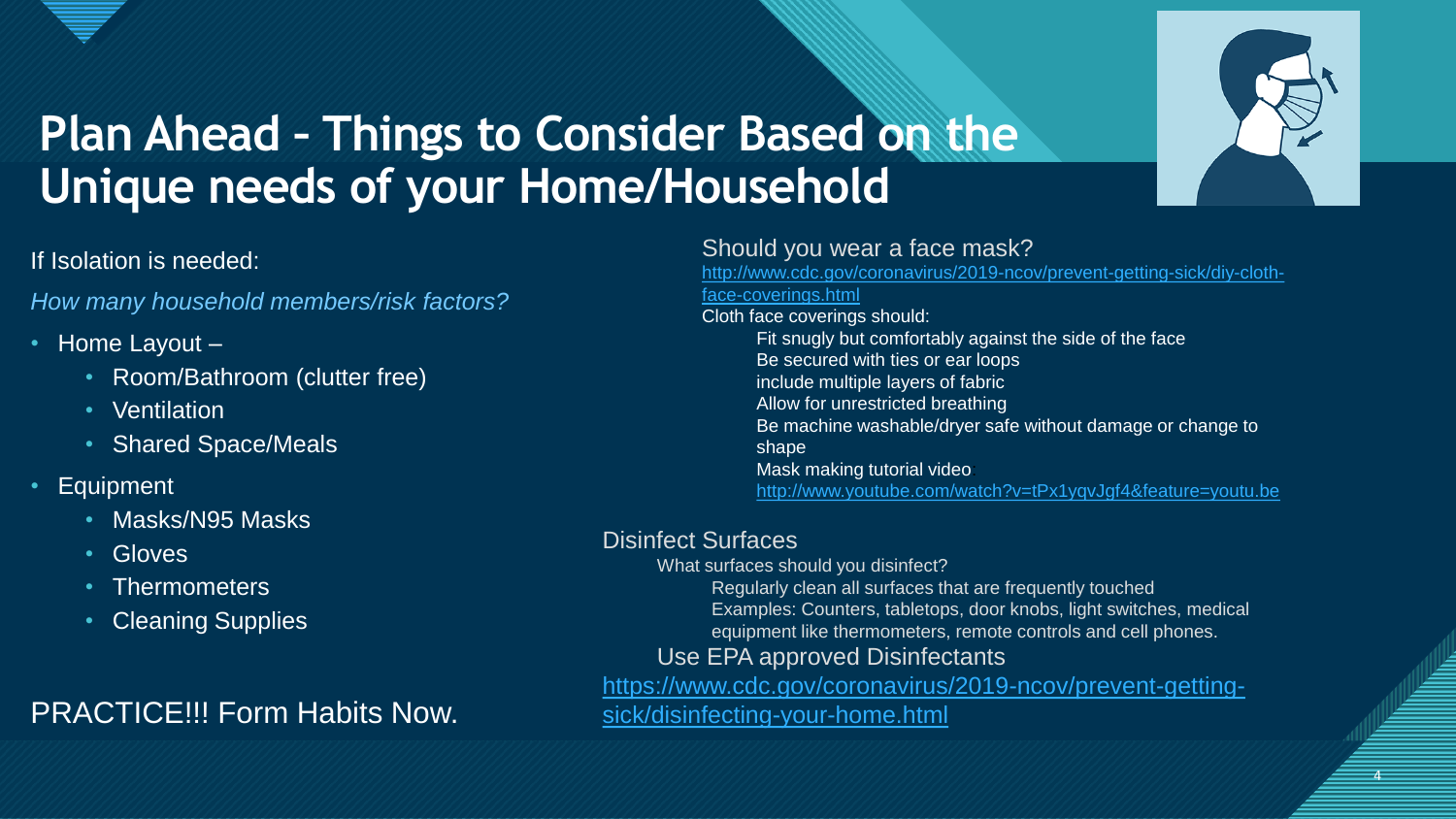# Plan Ahead – Things to Consider Based on the Unique needs of your Home/Household

If Isolation is needed:

*How many household members/risk factors?*

- Home Layout –
  - Room/Bathroom (clutter free)
  - Ventilation
  - Shared Space/Meals
- Equipment
  - Masks/N95 Masks
  - Gloves
  - Thermometers
  - Cleaning Supplies

PRACTICE!!! Form Habits Now.

## Should you wear a face mask?

http://www.cdc.gov/coronavirus/2019-ncov/prevent-getting-sick/diy-cloth-face-coverings.html

Cloth face coverings should:

- Fit snugly but comfortably against the side of the face
- Be secured with ties or ear loops
- include multiple layers of fabric
- Allow for unrestricted breathing
- Be machine washable/dryer safe without damage or change to shape
- Mask making tutorial video http://www.youtube.com/watch?v=tPx1yqvJgf4&feature=youtu.be

## Disinfect Surfaces

What surfaces should you disinfect?

- Regularly clean all surfaces that are frequently touched
- Examples: Counters, tabletops, door knobs, light switches, medical equipment like thermometers, remote controls and cell phones.

Use EPA approved Disinfectants

https://www.cdc.gov/coronavirus/2019-ncov/prevent-getting-sick/disinfecting-your-home.html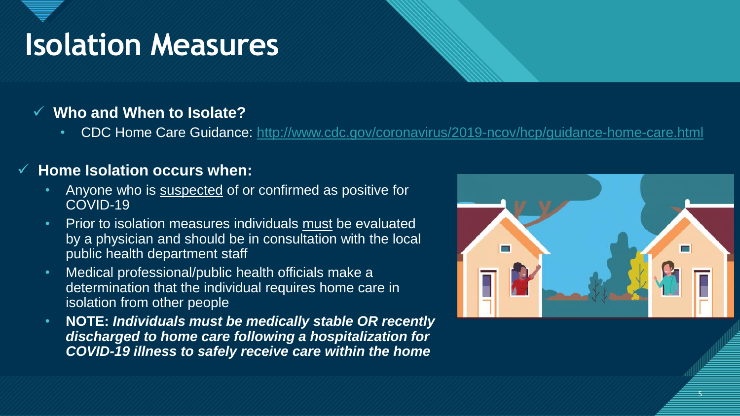# Isolation Measures

- **Who and When to Isolate?**
  - CDC Home Care Guidance: [http://www.cdc.gov/coronavirus/2019-ncov/hcp/guidance-home-care.html](http://www.cdc.gov/coronavirus/2019-ncov/hcp/guidance-home-care.html)

- **Home Isolation occurs when:**
  - Anyone who is suspected of or confirmed as positive for COVID-19
  - Prior to isolation measures individuals must be evaluated by a physician and should be in consultation with the local public health department staff
  - Medical professional/public health officials make a determination that the individual requires home care in isolation from other people
  - **NOTE:** ***Individuals must be medically stable OR recently discharged to home care following a hospitalization for COVID-19 illness to safely receive care within the home***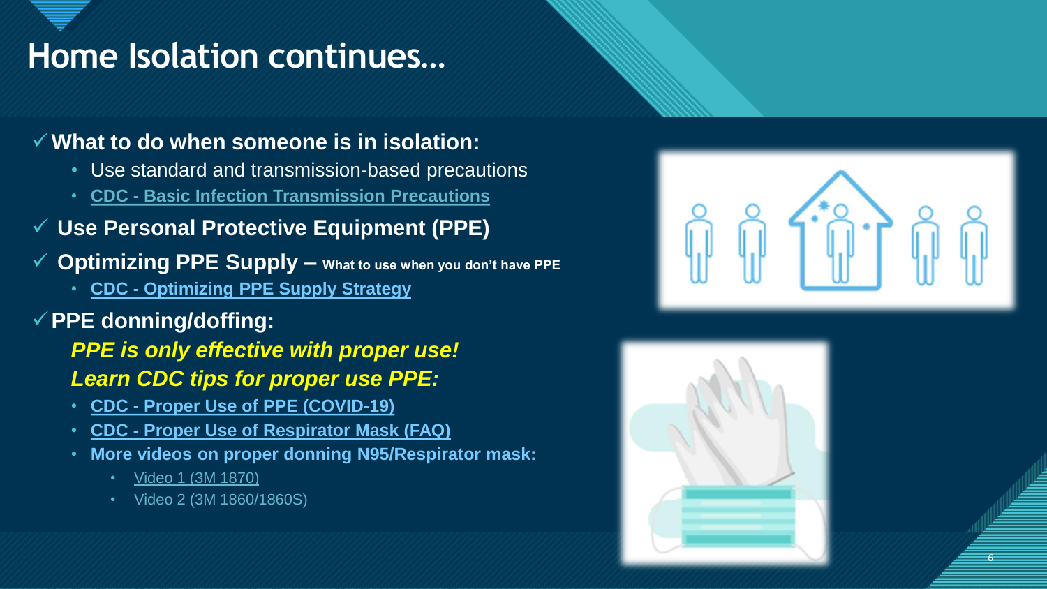# Home Isolation continues…

✓ **What to do when someone is in isolation:**

- Use standard and transmission-based precautions
- **CDC - Basic Infection Transmission Precautions**

✓ **Use Personal Protective Equipment (PPE)**

✓ **Optimizing PPE Supply – What to use when you don't have PPE**

- **CDC - Optimizing PPE Supply Strategy**

✓ **PPE donning/doffing:**

***PPE is only effective with proper use!***
***Learn CDC tips for proper use PPE:***

- **CDC - Proper Use of PPE (COVID-19)**
- **CDC - Proper Use of Respirator Mask (FAQ)**
- **More videos on proper donning N95/Respirator mask:**
  - Video 1 (3M 1870)
  - Video 2 (3M 1860/1860S)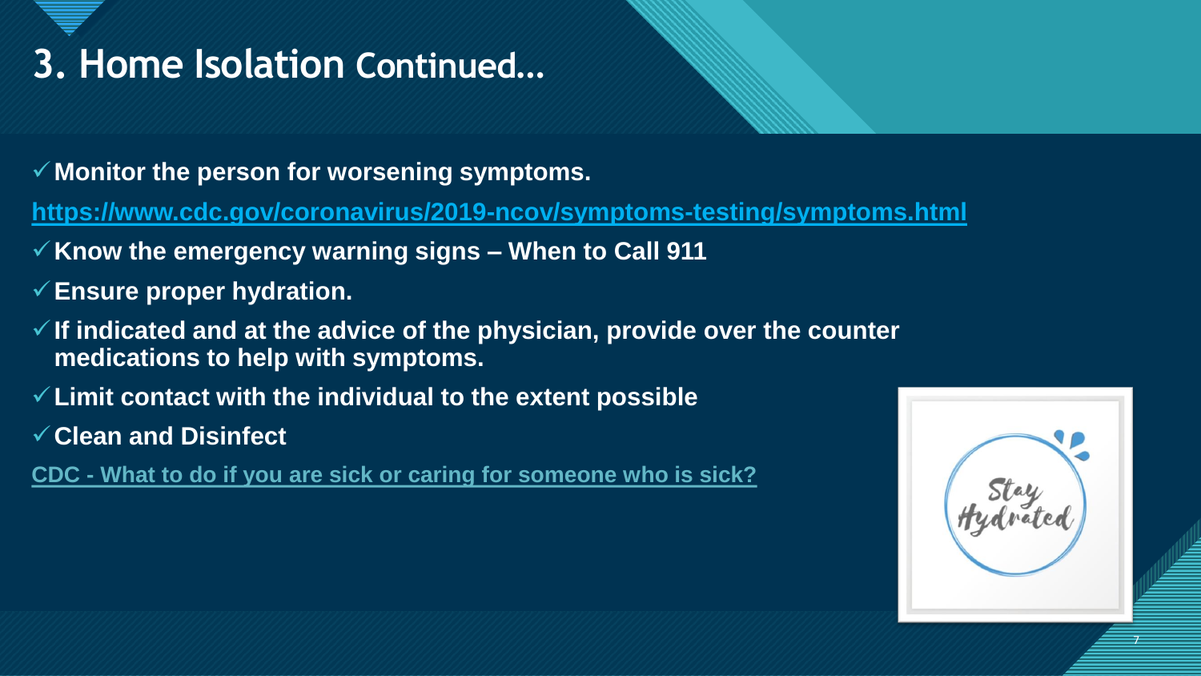# 3. Home Isolation Continued…

- ✓ **Monitor the person for worsening symptoms.**

https://www.cdc.gov/coronavirus/2019-ncov/symptoms-testing/symptoms.html

- ✓ **Know the emergency warning signs – When to Call 911**
- ✓ **Ensure proper hydration.**
- ✓ **If indicated and at the advice of the physician, provide over the counter medications to help with symptoms.**
- ✓ **Limit contact with the individual to the extent possible**
- ✓ **Clean and Disinfect**

CDC - What to do if you are sick or caring for someone who is sick?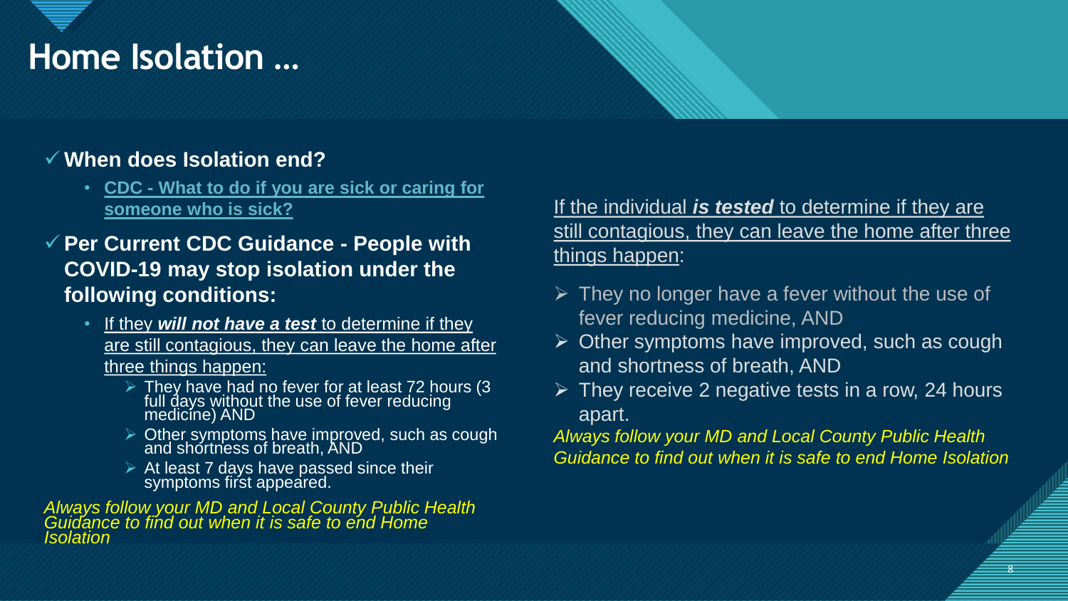# Home Isolation …

- ✓ **When does Isolation end?**
  - CDC - What to do if you are sick or caring for someone who is sick?
- ✓ **Per Current CDC Guidance - People with COVID-19 may stop isolation under the following conditions:**
  - If they ***will not have a test*** to determine if they are still contagious, they can leave the home after three things happen:
    - ➢ They have had no fever for at least 72 hours (3 full days without the use of fever reducing medicine) AND
    - ➢ Other symptoms have improved, such as cough and shortness of breath, AND
    - ➢ At least 7 days have passed since their symptoms first appeared.

*Always follow your MD and Local County Public Health Guidance to find out when it is safe to end Home Isolation*

If the individual ***is tested*** to determine if they are still contagious, they can leave the home after three things happen:

- ➢ They no longer have a fever without the use of fever reducing medicine, AND
- ➢ Other symptoms have improved, such as cough and shortness of breath, AND
- ➢ They receive 2 negative tests in a row, 24 hours apart.

*Always follow your MD and Local County Public Health Guidance to find out when it is safe to end Home Isolation*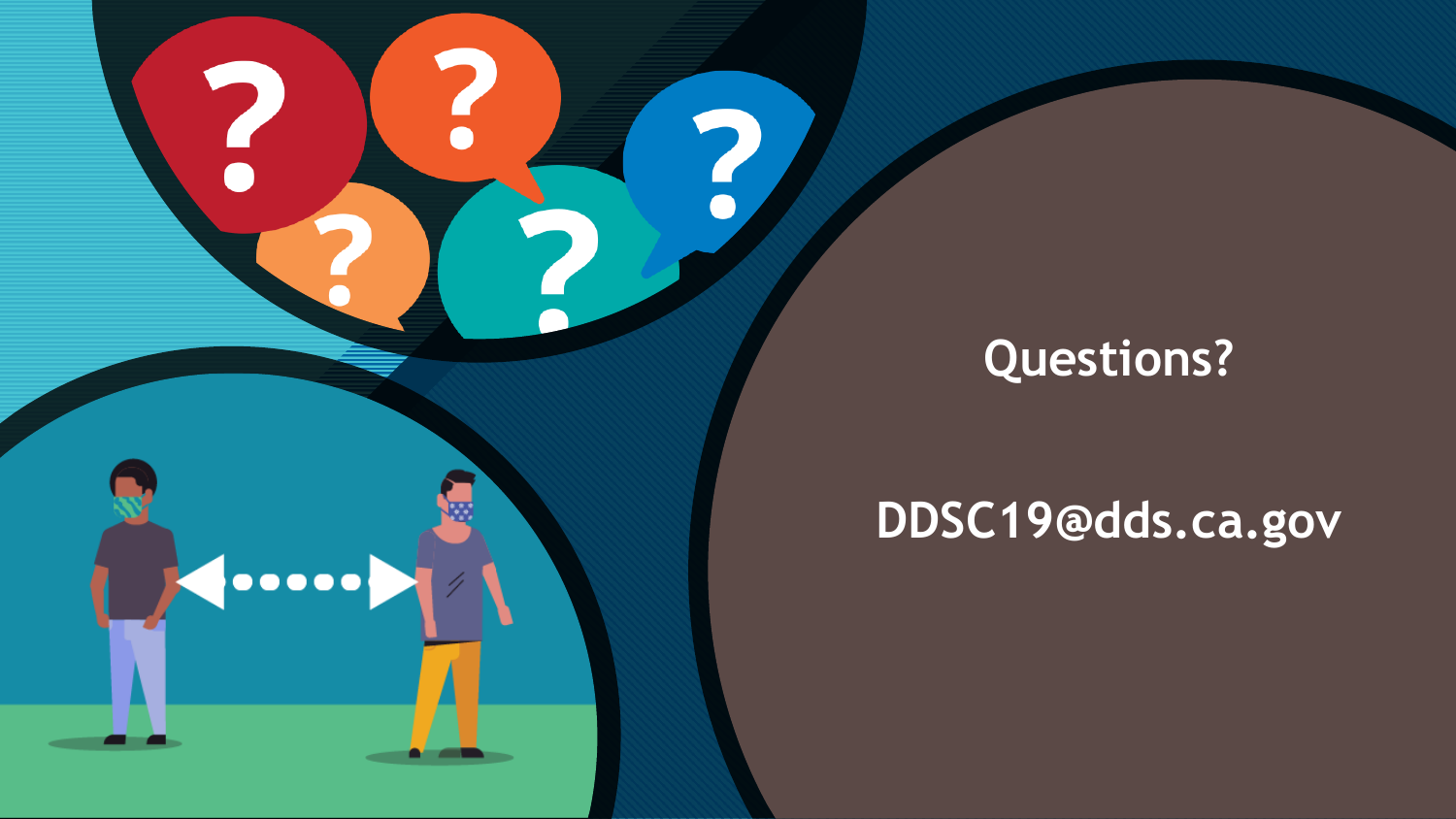Questions?

DDSC19@dds.ca.gov